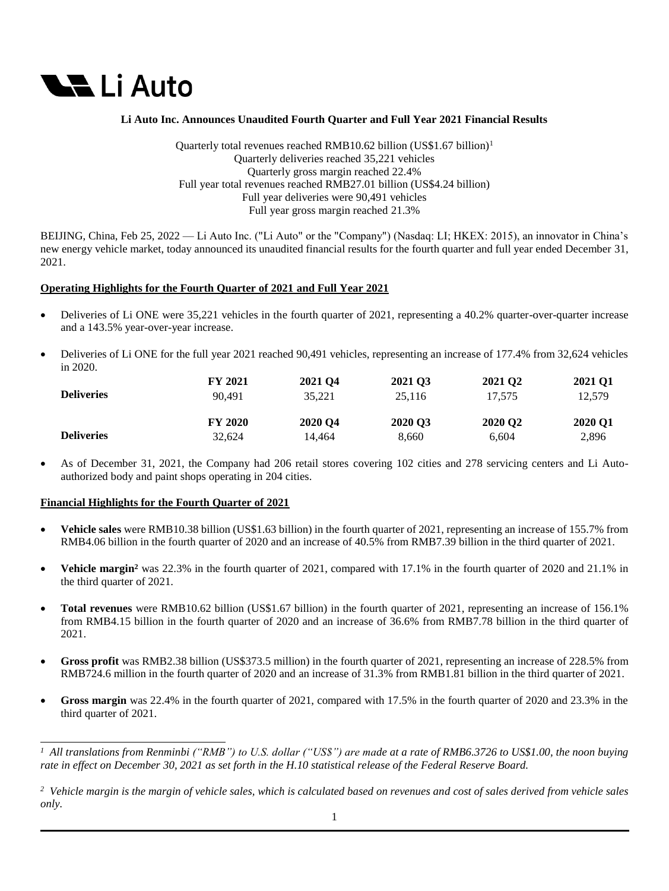**Li Auto Inc. Announces Unaudited Fourth Quarter and Full Year 2021 Financial Results**

Quarterly total revenues reached RMB10.62 billion (US$1.67 billion)[1]
Quarterly deliveries reached 35,221 vehicles
Quarterly gross margin reached 22.4%
Full year total revenues reached RMB27.01 billion (US$4.24 billion)
Full year deliveries were 90,491 vehicles
Full year gross margin reached 21.3%

BEIJING, China, Feb 25, 2022 — Li Auto Inc. ("Li Auto" or the "Company") (Nasdaq: LI; HKEX: 2015), an innovator in China's new energy vehicle market, today announced its unaudited financial results for the fourth quarter and full year ended December 31, 2021.

## Operating Highlights for the Fourth Quarter of 2021 and Full Year 2021

- Deliveries of Li ONE were 35,221 vehicles in the fourth quarter of 2021, representing a 40.2% quarter-over-quarter increase and a 143.5% year-over-year increase.
- Deliveries of Li ONE for the full year 2021 reached 90,491 vehicles, representing an increase of 177.4% from 32,624 vehicles in 2020.

| | FY 2021 | 2021 Q4 | 2021 Q3 | 2021 Q2 | 2021 Q1 |
|---|---|---|---|---|---|
| **Deliveries** | 90,491 | 35,221 | 25,116 | 17,575 | 12,579 |
| | **FY 2020** | **2020 Q4** | **2020 Q3** | **2020 Q2** | **2020 Q1** |
| **Deliveries** | 32,624 | 14,464 | 8,660 | 6,604 | 2,896 |

- As of December 31, 2021, the Company had 206 retail stores covering 102 cities and 278 servicing centers and Li Auto-authorized body and paint shops operating in 204 cities.

## Financial Highlights for the Fourth Quarter of 2021

- **Vehicle sales** were RMB10.38 billion (US$1.63 billion) in the fourth quarter of 2021, representing an increase of 155.7% from RMB4.06 billion in the fourth quarter of 2020 and an increase of 40.5% from RMB7.39 billion in the third quarter of 2021.
- **Vehicle margin**[2] was 22.3% in the fourth quarter of 2021, compared with 17.1% in the fourth quarter of 2020 and 21.1% in the third quarter of 2021.
- **Total revenues** were RMB10.62 billion (US$1.67 billion) in the fourth quarter of 2021, representing an increase of 156.1% from RMB4.15 billion in the fourth quarter of 2020 and an increase of 36.6% from RMB7.78 billion in the third quarter of 2021.
- **Gross profit** was RMB2.38 billion (US$373.5 million) in the fourth quarter of 2021, representing an increase of 228.5% from RMB724.6 million in the fourth quarter of 2020 and an increase of 31.3% from RMB1.81 billion in the third quarter of 2021.
- **Gross margin** was 22.4% in the fourth quarter of 2021, compared with 17.5% in the fourth quarter of 2020 and 23.3% in the third quarter of 2021.

---

*[1] All translations from Renminbi ("RMB") to U.S. dollar ("US$") are made at a rate of RMB6.3726 to US$1.00, the noon buying rate in effect on December 30, 2021 as set forth in the H.10 statistical release of the Federal Reserve Board.*

*[2] Vehicle margin is the margin of vehicle sales, which is calculated based on revenues and cost of sales derived from vehicle sales only.*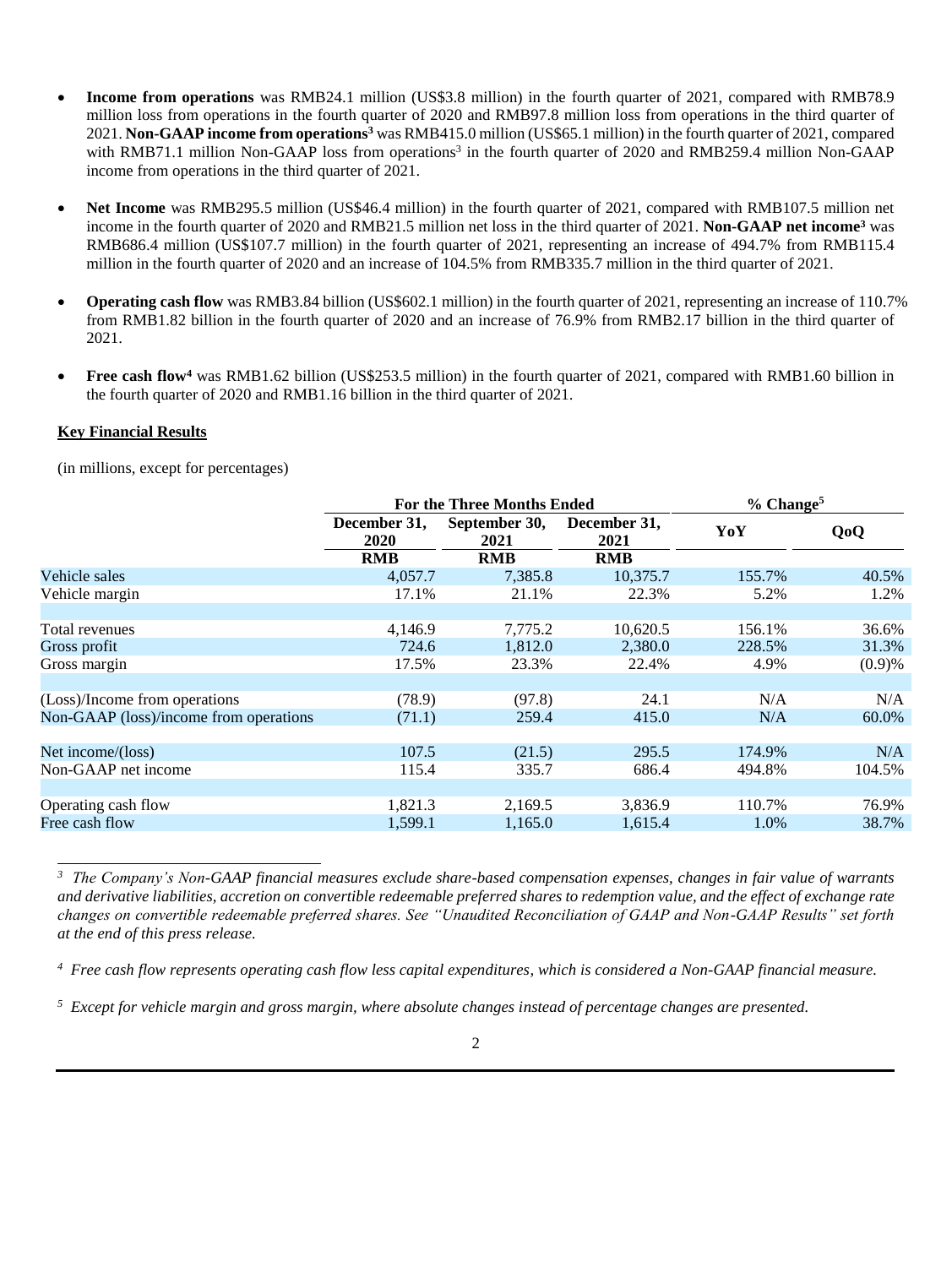- **Income from operations** was RMB24.1 million (US$3.8 million) in the fourth quarter of 2021, compared with RMB78.9 million loss from operations in the fourth quarter of 2020 and RMB97.8 million loss from operations in the third quarter of 2021. **Non-GAAP income from operations**[3] was RMB415.0 million (US$65.1 million) in the fourth quarter of 2021, compared with RMB71.1 million Non-GAAP loss from operations[3] in the fourth quarter of 2020 and RMB259.4 million Non-GAAP income from operations in the third quarter of 2021.

- **Net Income** was RMB295.5 million (US$46.4 million) in the fourth quarter of 2021, compared with RMB107.5 million net income in the fourth quarter of 2020 and RMB21.5 million net loss in the third quarter of 2021. **Non-GAAP net income**[3] was RMB686.4 million (US$107.7 million) in the fourth quarter of 2021, representing an increase of 494.7% from RMB115.4 million in the fourth quarter of 2020 and an increase of 104.5% from RMB335.7 million in the third quarter of 2021.

- **Operating cash flow** was RMB3.84 billion (US$602.1 million) in the fourth quarter of 2021, representing an increase of 110.7% from RMB1.82 billion in the fourth quarter of 2020 and an increase of 76.9% from RMB2.17 billion in the third quarter of 2021.

- **Free cash flow**[4] was RMB1.62 billion (US$253.5 million) in the fourth quarter of 2021, compared with RMB1.60 billion in the fourth quarter of 2020 and RMB1.16 billion in the third quarter of 2021.

**Key Financial Results**

(in millions, except for percentages)

| | For the Three Months Ended | | | % Change[5] | |
|---|---|---|---|---|---|
| | December 31, 2020 | September 30, 2021 | December 31, 2021 | YoY | QoQ |
| | RMB | RMB | RMB | | |
| Vehicle sales | 4,057.7 | 7,385.8 | 10,375.7 | 155.7% | 40.5% |
| Vehicle margin | 17.1% | 21.1% | 22.3% | 5.2% | 1.2% |
| | | | | | |
| Total revenues | 4,146.9 | 7,775.2 | 10,620.5 | 156.1% | 36.6% |
| Gross profit | 724.6 | 1,812.0 | 2,380.0 | 228.5% | 31.3% |
| Gross margin | 17.5% | 23.3% | 22.4% | 4.9% | (0.9)% |
| | | | | | |
| (Loss)/Income from operations | (78.9) | (97.8) | 24.1 | N/A | N/A |
| Non-GAAP (loss)/income from operations | (71.1) | 259.4 | 415.0 | N/A | 60.0% |
| | | | | | |
| Net income/(loss) | 107.5 | (21.5) | 295.5 | 174.9% | N/A |
| Non-GAAP net income | 115.4 | 335.7 | 686.4 | 494.8% | 104.5% |
| | | | | | |
| Operating cash flow | 1,821.3 | 2,169.5 | 3,836.9 | 110.7% | 76.9% |
| Free cash flow | 1,599.1 | 1,165.0 | 1,615.4 | 1.0% | 38.7% |

*[3] The Company's Non-GAAP financial measures exclude share-based compensation expenses, changes in fair value of warrants and derivative liabilities, accretion on convertible redeemable preferred shares to redemption value, and the effect of exchange rate changes on convertible redeemable preferred shares. See "Unaudited Reconciliation of GAAP and Non-GAAP Results" set forth at the end of this press release.*

*[4] Free cash flow represents operating cash flow less capital expenditures, which is considered a Non-GAAP financial measure.*

*[5] Except for vehicle margin and gross margin, where absolute changes instead of percentage changes are presented.*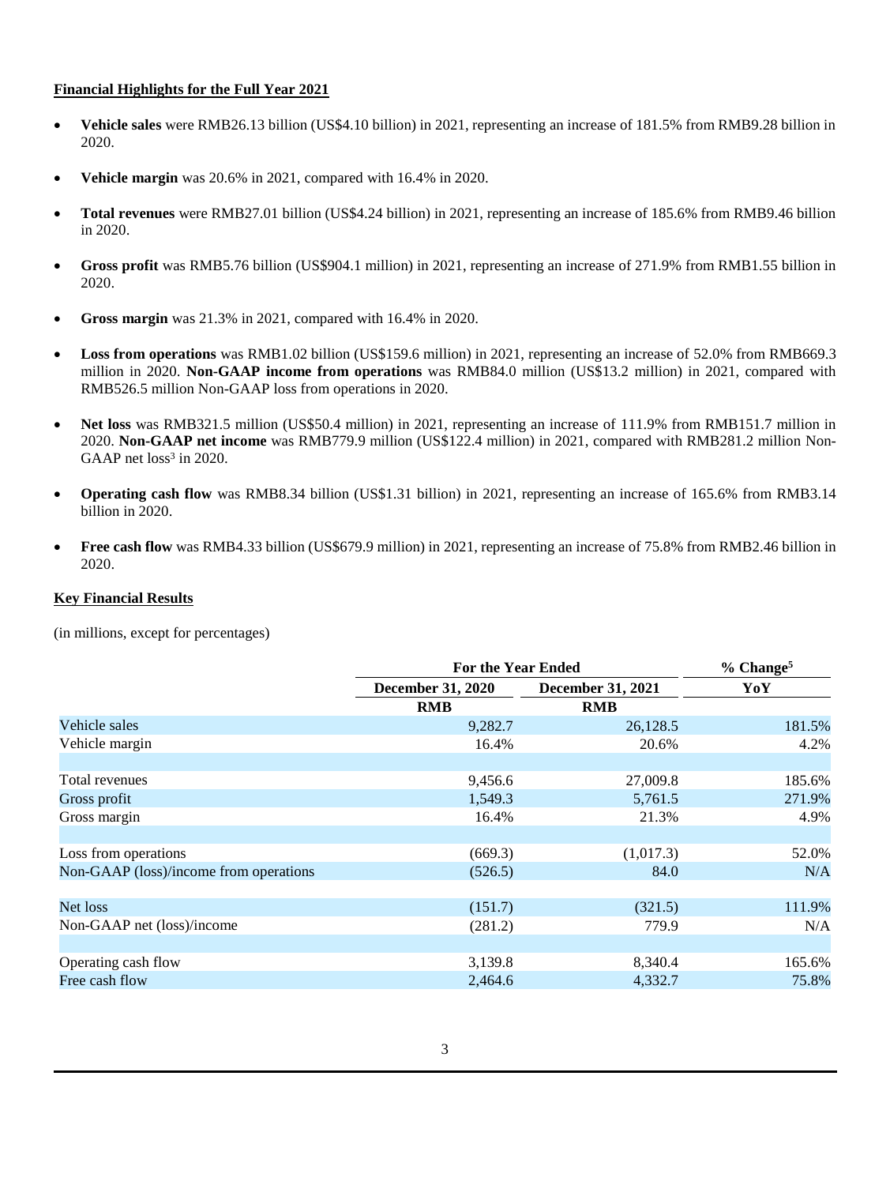## Financial Highlights for the Full Year 2021

- **Vehicle sales** were RMB26.13 billion (US$4.10 billion) in 2021, representing an increase of 181.5% from RMB9.28 billion in 2020.
- **Vehicle margin** was 20.6% in 2021, compared with 16.4% in 2020.
- **Total revenues** were RMB27.01 billion (US$4.24 billion) in 2021, representing an increase of 185.6% from RMB9.46 billion in 2020.
- **Gross profit** was RMB5.76 billion (US$904.1 million) in 2021, representing an increase of 271.9% from RMB1.55 billion in 2020.
- **Gross margin** was 21.3% in 2021, compared with 16.4% in 2020.
- **Loss from operations** was RMB1.02 billion (US$159.6 million) in 2021, representing an increase of 52.0% from RMB669.3 million in 2020. **Non-GAAP income from operations** was RMB84.0 million (US$13.2 million) in 2021, compared with RMB526.5 million Non-GAAP loss from operations in 2020.
- **Net loss** was RMB321.5 million (US$50.4 million) in 2021, representing an increase of 111.9% from RMB151.7 million in 2020. **Non-GAAP net income** was RMB779.9 million (US$122.4 million) in 2021, compared with RMB281.2 million Non-GAAP net loss[3] in 2020.
- **Operating cash flow** was RMB8.34 billion (US$1.31 billion) in 2021, representing an increase of 165.6% from RMB3.14 billion in 2020.
- **Free cash flow** was RMB4.33 billion (US$679.9 million) in 2021, representing an increase of 75.8% from RMB2.46 billion in 2020.

## Key Financial Results

(in millions, except for percentages)

| | For the Year Ended | | % Change[5] |
|---|---|---|---|
| | December 31, 2020 | December 31, 2021 | YoY |
| | RMB | RMB | |
| Vehicle sales | 9,282.7 | 26,128.5 | 181.5% |
| Vehicle margin | 16.4% | 20.6% | 4.2% |
| | | | |
| Total revenues | 9,456.6 | 27,009.8 | 185.6% |
| Gross profit | 1,549.3 | 5,761.5 | 271.9% |
| Gross margin | 16.4% | 21.3% | 4.9% |
| | | | |
| Loss from operations | (669.3) | (1,017.3) | 52.0% |
| Non-GAAP (loss)/income from operations | (526.5) | 84.0 | N/A |
| | | | |
| Net loss | (151.7) | (321.5) | 111.9% |
| Non-GAAP net (loss)/income | (281.2) | 779.9 | N/A |
| | | | |
| Operating cash flow | 3,139.8 | 8,340.4 | 165.6% |
| Free cash flow | 2,464.6 | 4,332.7 | 75.8% |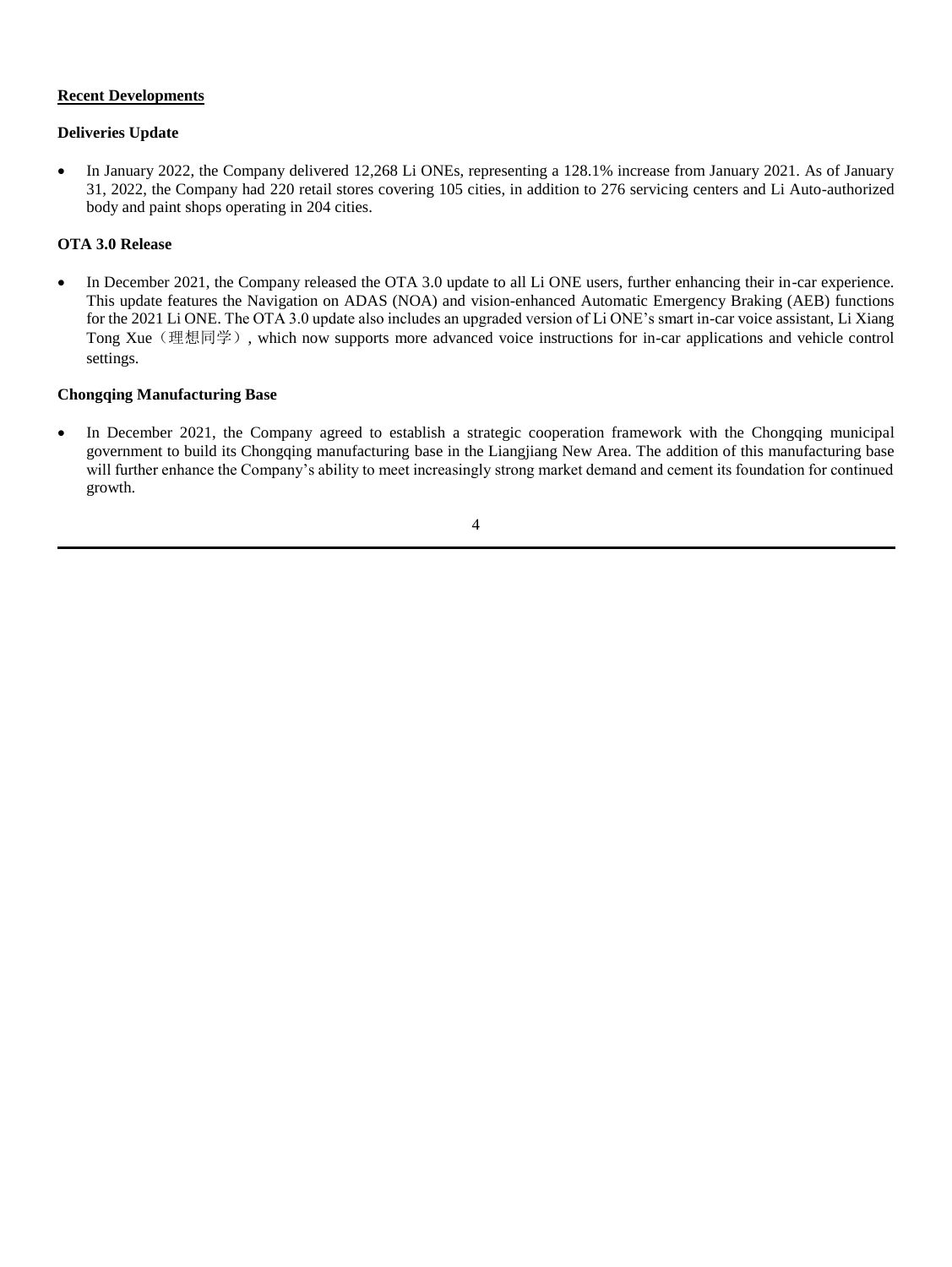## Recent Developments

### Deliveries Update

- In January 2022, the Company delivered 12,268 Li ONEs, representing a 128.1% increase from January 2021. As of January 31, 2022, the Company had 220 retail stores covering 105 cities, in addition to 276 servicing centers and Li Auto-authorized body and paint shops operating in 204 cities.

### OTA 3.0 Release

- In December 2021, the Company released the OTA 3.0 update to all Li ONE users, further enhancing their in-car experience. This update features the Navigation on ADAS (NOA) and vision-enhanced Automatic Emergency Braking (AEB) functions for the 2021 Li ONE. The OTA 3.0 update also includes an upgraded version of Li ONE's smart in-car voice assistant, Li Xiang Tong Xue（理想同学）, which now supports more advanced voice instructions for in-car applications and vehicle control settings.

### Chongqing Manufacturing Base

- In December 2021, the Company agreed to establish a strategic cooperation framework with the Chongqing municipal government to build its Chongqing manufacturing base in the Liangjiang New Area. The addition of this manufacturing base will further enhance the Company's ability to meet increasingly strong market demand and cement its foundation for continued growth.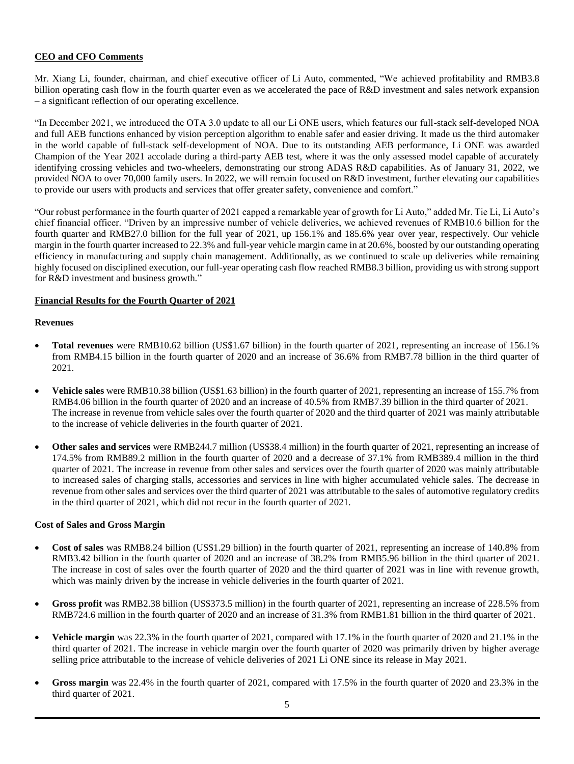## CEO and CFO Comments

Mr. Xiang Li, founder, chairman, and chief executive officer of Li Auto, commented, "We achieved profitability and RMB3.8 billion operating cash flow in the fourth quarter even as we accelerated the pace of R&D investment and sales network expansion – a significant reflection of our operating excellence.

"In December 2021, we introduced the OTA 3.0 update to all our Li ONE users, which features our full-stack self-developed NOA and full AEB functions enhanced by vision perception algorithm to enable safer and easier driving. It made us the third automaker in the world capable of full-stack self-development of NOA. Due to its outstanding AEB performance, Li ONE was awarded Champion of the Year 2021 accolade during a third-party AEB test, where it was the only assessed model capable of accurately identifying crossing vehicles and two-wheelers, demonstrating our strong ADAS R&D capabilities. As of January 31, 2022, we provided NOA to over 70,000 family users. In 2022, we will remain focused on R&D investment, further elevating our capabilities to provide our users with products and services that offer greater safety, convenience and comfort."

"Our robust performance in the fourth quarter of 2021 capped a remarkable year of growth for Li Auto," added Mr. Tie Li, Li Auto's chief financial officer. "Driven by an impressive number of vehicle deliveries, we achieved revenues of RMB10.6 billion for the fourth quarter and RMB27.0 billion for the full year of 2021, up 156.1% and 185.6% year over year, respectively. Our vehicle margin in the fourth quarter increased to 22.3% and full-year vehicle margin came in at 20.6%, boosted by our outstanding operating efficiency in manufacturing and supply chain management. Additionally, as we continued to scale up deliveries while remaining highly focused on disciplined execution, our full-year operating cash flow reached RMB8.3 billion, providing us with strong support for R&D investment and business growth."

## Financial Results for the Fourth Quarter of 2021

### Revenues

- **Total revenues** were RMB10.62 billion (US$1.67 billion) in the fourth quarter of 2021, representing an increase of 156.1% from RMB4.15 billion in the fourth quarter of 2020 and an increase of 36.6% from RMB7.78 billion in the third quarter of 2021.
- **Vehicle sales** were RMB10.38 billion (US$1.63 billion) in the fourth quarter of 2021, representing an increase of 155.7% from RMB4.06 billion in the fourth quarter of 2020 and an increase of 40.5% from RMB7.39 billion in the third quarter of 2021. The increase in revenue from vehicle sales over the fourth quarter of 2020 and the third quarter of 2021 was mainly attributable to the increase of vehicle deliveries in the fourth quarter of 2021.
- **Other sales and services** were RMB244.7 million (US$38.4 million) in the fourth quarter of 2021, representing an increase of 174.5% from RMB89.2 million in the fourth quarter of 2020 and a decrease of 37.1% from RMB389.4 million in the third quarter of 2021. The increase in revenue from other sales and services over the fourth quarter of 2020 was mainly attributable to increased sales of charging stalls, accessories and services in line with higher accumulated vehicle sales. The decrease in revenue from other sales and services over the third quarter of 2021 was attributable to the sales of automotive regulatory credits in the third quarter of 2021, which did not recur in the fourth quarter of 2021.

### Cost of Sales and Gross Margin

- **Cost of sales** was RMB8.24 billion (US$1.29 billion) in the fourth quarter of 2021, representing an increase of 140.8% from RMB3.42 billion in the fourth quarter of 2020 and an increase of 38.2% from RMB5.96 billion in the third quarter of 2021. The increase in cost of sales over the fourth quarter of 2020 and the third quarter of 2021 was in line with revenue growth, which was mainly driven by the increase in vehicle deliveries in the fourth quarter of 2021.
- **Gross profit** was RMB2.38 billion (US$373.5 million) in the fourth quarter of 2021, representing an increase of 228.5% from RMB724.6 million in the fourth quarter of 2020 and an increase of 31.3% from RMB1.81 billion in the third quarter of 2021.
- **Vehicle margin** was 22.3% in the fourth quarter of 2021, compared with 17.1% in the fourth quarter of 2020 and 21.1% in the third quarter of 2021. The increase in vehicle margin over the fourth quarter of 2020 was primarily driven by higher average selling price attributable to the increase of vehicle deliveries of 2021 Li ONE since its release in May 2021.
- **Gross margin** was 22.4% in the fourth quarter of 2021, compared with 17.5% in the fourth quarter of 2020 and 23.3% in the third quarter of 2021.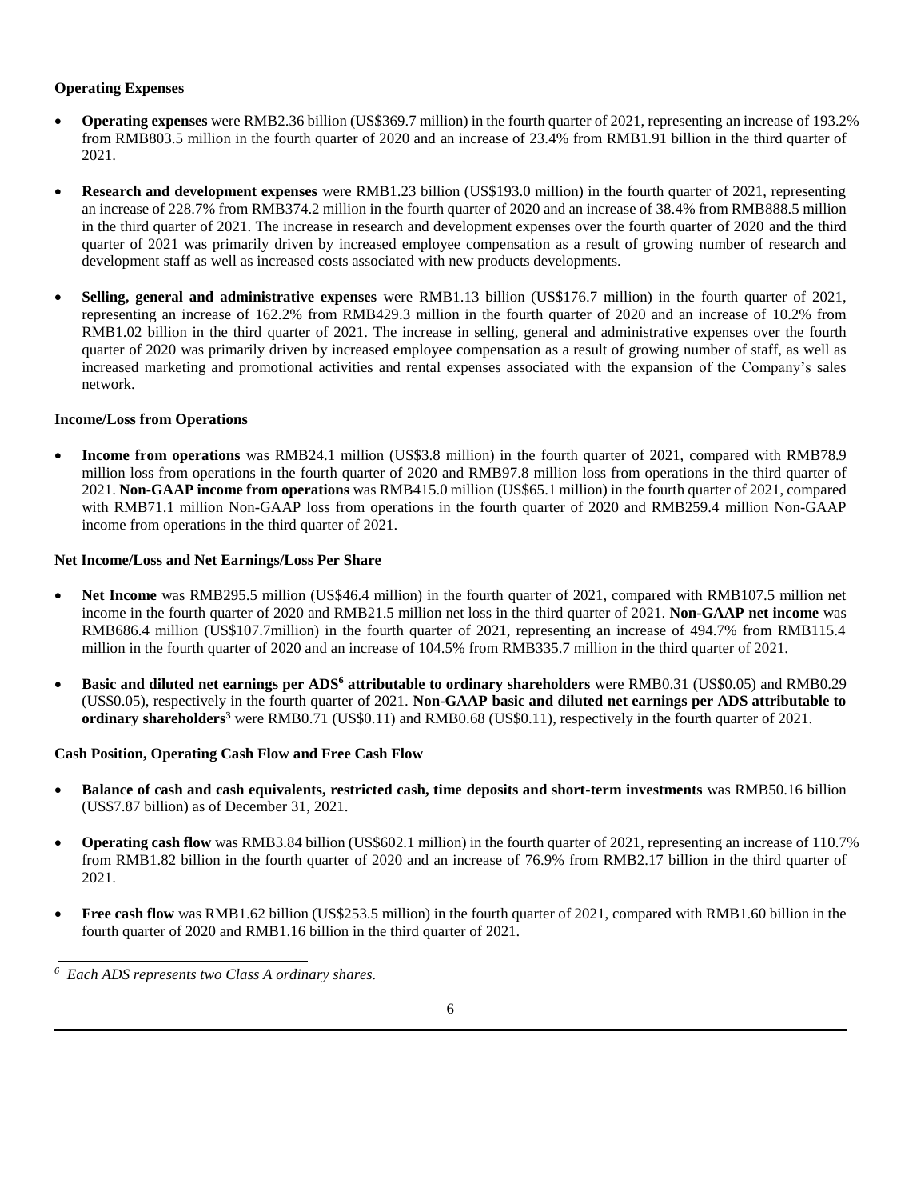**Operating Expenses**

- **Operating expenses** were RMB2.36 billion (US$369.7 million) in the fourth quarter of 2021, representing an increase of 193.2% from RMB803.5 million in the fourth quarter of 2020 and an increase of 23.4% from RMB1.91 billion in the third quarter of 2021.

- **Research and development expenses** were RMB1.23 billion (US$193.0 million) in the fourth quarter of 2021, representing an increase of 228.7% from RMB374.2 million in the fourth quarter of 2020 and an increase of 38.4% from RMB888.5 million in the third quarter of 2021. The increase in research and development expenses over the fourth quarter of 2020 and the third quarter of 2021 was primarily driven by increased employee compensation as a result of growing number of research and development staff as well as increased costs associated with new products developments.

- **Selling, general and administrative expenses** were RMB1.13 billion (US$176.7 million) in the fourth quarter of 2021, representing an increase of 162.2% from RMB429.3 million in the fourth quarter of 2020 and an increase of 10.2% from RMB1.02 billion in the third quarter of 2021. The increase in selling, general and administrative expenses over the fourth quarter of 2020 was primarily driven by increased employee compensation as a result of growing number of staff, as well as increased marketing and promotional activities and rental expenses associated with the expansion of the Company's sales network.

**Income/Loss from Operations**

- **Income from operations** was RMB24.1 million (US$3.8 million) in the fourth quarter of 2021, compared with RMB78.9 million loss from operations in the fourth quarter of 2020 and RMB97.8 million loss from operations in the third quarter of 2021. **Non-GAAP income from operations** was RMB415.0 million (US$65.1 million) in the fourth quarter of 2021, compared with RMB71.1 million Non-GAAP loss from operations in the fourth quarter of 2020 and RMB259.4 million Non-GAAP income from operations in the third quarter of 2021.

**Net Income/Loss and Net Earnings/Loss Per Share**

- **Net Income** was RMB295.5 million (US$46.4 million) in the fourth quarter of 2021, compared with RMB107.5 million net income in the fourth quarter of 2020 and RMB21.5 million net loss in the third quarter of 2021. **Non-GAAP net income** was RMB686.4 million (US$107.7million) in the fourth quarter of 2021, representing an increase of 494.7% from RMB115.4 million in the fourth quarter of 2020 and an increase of 104.5% from RMB335.7 million in the third quarter of 2021.

- **Basic and diluted net earnings per ADS[6] attributable to ordinary shareholders** were RMB0.31 (US$0.05) and RMB0.29 (US$0.05), respectively in the fourth quarter of 2021. **Non-GAAP basic and diluted net earnings per ADS attributable to ordinary shareholders[3]** were RMB0.71 (US$0.11) and RMB0.68 (US$0.11), respectively in the fourth quarter of 2021.

**Cash Position, Operating Cash Flow and Free Cash Flow**

- **Balance of cash and cash equivalents, restricted cash, time deposits and short-term investments** was RMB50.16 billion (US$7.87 billion) as of December 31, 2021.

- **Operating cash flow** was RMB3.84 billion (US$602.1 million) in the fourth quarter of 2021, representing an increase of 110.7% from RMB1.82 billion in the fourth quarter of 2020 and an increase of 76.9% from RMB2.17 billion in the third quarter of 2021.

- **Free cash flow** was RMB1.62 billion (US$253.5 million) in the fourth quarter of 2021, compared with RMB1.60 billion in the fourth quarter of 2020 and RMB1.16 billion in the third quarter of 2021.

---

[6] *Each ADS represents two Class A ordinary shares.*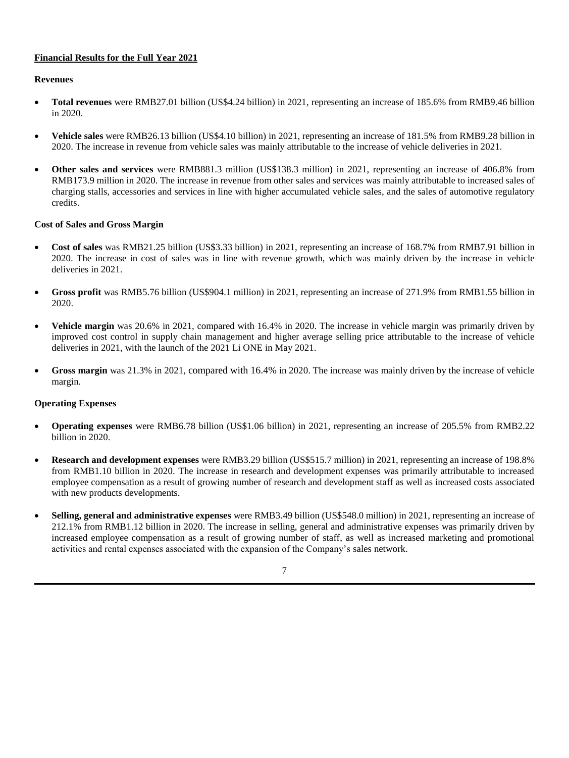## Financial Results for the Full Year 2021

### Revenues

- **Total revenues** were RMB27.01 billion (US$4.24 billion) in 2021, representing an increase of 185.6% from RMB9.46 billion in 2020.
- **Vehicle sales** were RMB26.13 billion (US$4.10 billion) in 2021, representing an increase of 181.5% from RMB9.28 billion in 2020. The increase in revenue from vehicle sales was mainly attributable to the increase of vehicle deliveries in 2021.
- **Other sales and services** were RMB881.3 million (US$138.3 million) in 2021, representing an increase of 406.8% from RMB173.9 million in 2020. The increase in revenue from other sales and services was mainly attributable to increased sales of charging stalls, accessories and services in line with higher accumulated vehicle sales, and the sales of automotive regulatory credits.

### Cost of Sales and Gross Margin

- **Cost of sales** was RMB21.25 billion (US$3.33 billion) in 2021, representing an increase of 168.7% from RMB7.91 billion in 2020. The increase in cost of sales was in line with revenue growth, which was mainly driven by the increase in vehicle deliveries in 2021.
- **Gross profit** was RMB5.76 billion (US$904.1 million) in 2021, representing an increase of 271.9% from RMB1.55 billion in 2020.
- **Vehicle margin** was 20.6% in 2021, compared with 16.4% in 2020. The increase in vehicle margin was primarily driven by improved cost control in supply chain management and higher average selling price attributable to the increase of vehicle deliveries in 2021, with the launch of the 2021 Li ONE in May 2021.
- **Gross margin** was 21.3% in 2021, compared with 16.4% in 2020. The increase was mainly driven by the increase of vehicle margin.

### Operating Expenses

- **Operating expenses** were RMB6.78 billion (US$1.06 billion) in 2021, representing an increase of 205.5% from RMB2.22 billion in 2020.
- **Research and development expenses** were RMB3.29 billion (US$515.7 million) in 2021, representing an increase of 198.8% from RMB1.10 billion in 2020. The increase in research and development expenses was primarily attributable to increased employee compensation as a result of growing number of research and development staff as well as increased costs associated with new products developments.
- **Selling, general and administrative expenses** were RMB3.49 billion (US$548.0 million) in 2021, representing an increase of 212.1% from RMB1.12 billion in 2020. The increase in selling, general and administrative expenses was primarily driven by increased employee compensation as a result of growing number of staff, as well as increased marketing and promotional activities and rental expenses associated with the expansion of the Company's sales network.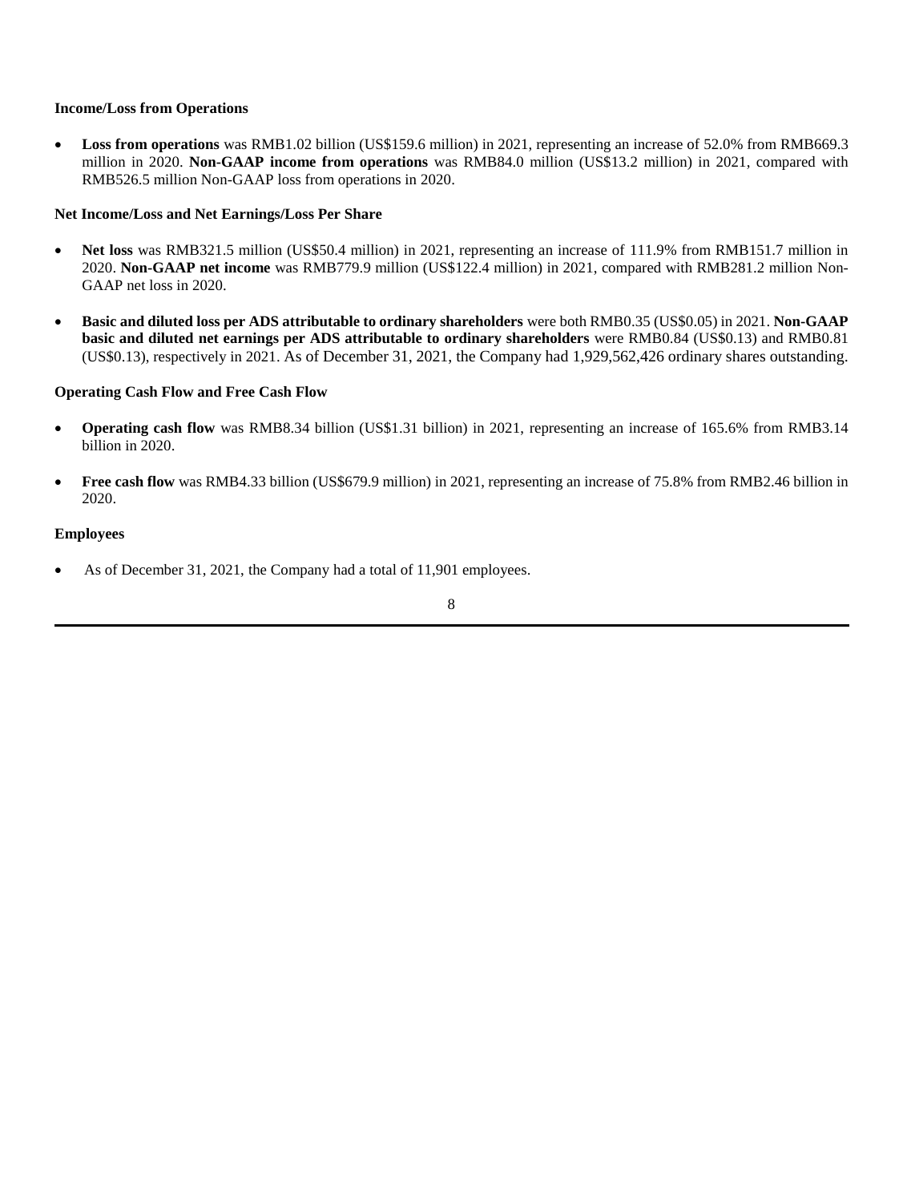**Income/Loss from Operations**

- **Loss from operations** was RMB1.02 billion (US$159.6 million) in 2021, representing an increase of 52.0% from RMB669.3 million in 2020. **Non-GAAP income from operations** was RMB84.0 million (US$13.2 million) in 2021, compared with RMB526.5 million Non-GAAP loss from operations in 2020.

**Net Income/Loss and Net Earnings/Loss Per Share**

- **Net loss** was RMB321.5 million (US$50.4 million) in 2021, representing an increase of 111.9% from RMB151.7 million in 2020. **Non-GAAP net income** was RMB779.9 million (US$122.4 million) in 2021, compared with RMB281.2 million Non-GAAP net loss in 2020.

- **Basic and diluted loss per ADS attributable to ordinary shareholders** were both RMB0.35 (US$0.05) in 2021. **Non-GAAP basic and diluted net earnings per ADS attributable to ordinary shareholders** were RMB0.84 (US$0.13) and RMB0.81 (US$0.13), respectively in 2021. As of December 31, 2021, the Company had 1,929,562,426 ordinary shares outstanding.

**Operating Cash Flow and Free Cash Flow**

- **Operating cash flow** was RMB8.34 billion (US$1.31 billion) in 2021, representing an increase of 165.6% from RMB3.14 billion in 2020.

- **Free cash flow** was RMB4.33 billion (US$679.9 million) in 2021, representing an increase of 75.8% from RMB2.46 billion in 2020.

**Employees**

- As of December 31, 2021, the Company had a total of 11,901 employees.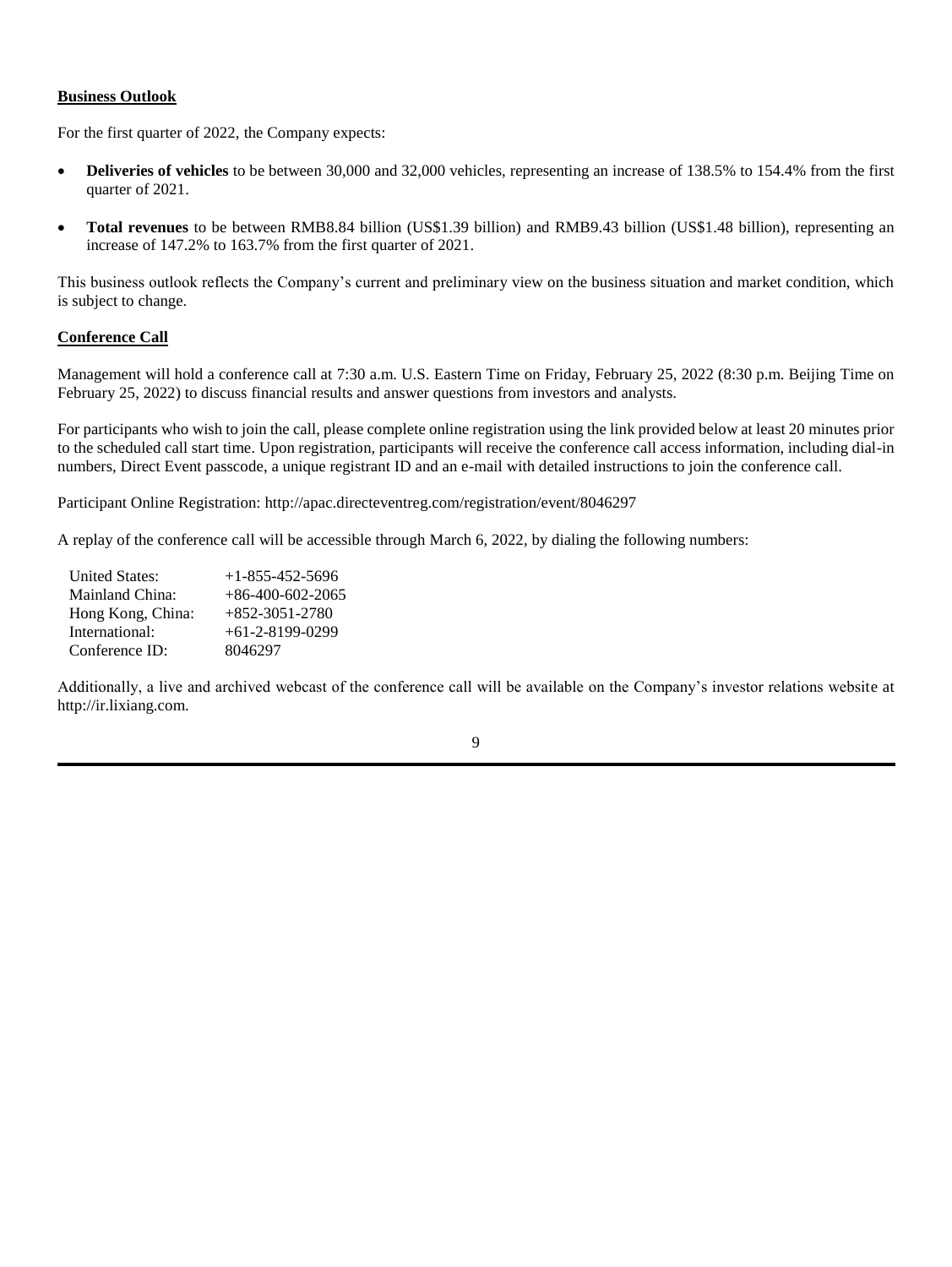## Business Outlook

For the first quarter of 2022, the Company expects:

- **Deliveries of vehicles** to be between 30,000 and 32,000 vehicles, representing an increase of 138.5% to 154.4% from the first quarter of 2021.
- **Total revenues** to be between RMB8.84 billion (US$1.39 billion) and RMB9.43 billion (US$1.48 billion), representing an increase of 147.2% to 163.7% from the first quarter of 2021.

This business outlook reflects the Company's current and preliminary view on the business situation and market condition, which is subject to change.

## Conference Call

Management will hold a conference call at 7:30 a.m. U.S. Eastern Time on Friday, February 25, 2022 (8:30 p.m. Beijing Time on February 25, 2022) to discuss financial results and answer questions from investors and analysts.

For participants who wish to join the call, please complete online registration using the link provided below at least 20 minutes prior to the scheduled call start time. Upon registration, participants will receive the conference call access information, including dial-in numbers, Direct Event passcode, a unique registrant ID and an e-mail with detailed instructions to join the conference call.

Participant Online Registration: http://apac.directeventreg.com/registration/event/8046297

A replay of the conference call will be accessible through March 6, 2022, by dialing the following numbers:

| | |
|---|---|
| United States: | +1-855-452-5696 |
| Mainland China: | +86-400-602-2065 |
| Hong Kong, China: | +852-3051-2780 |
| International: | +61-2-8199-0299 |
| Conference ID: | 8046297 |

Additionally, a live and archived webcast of the conference call will be available on the Company's investor relations website at http://ir.lixiang.com.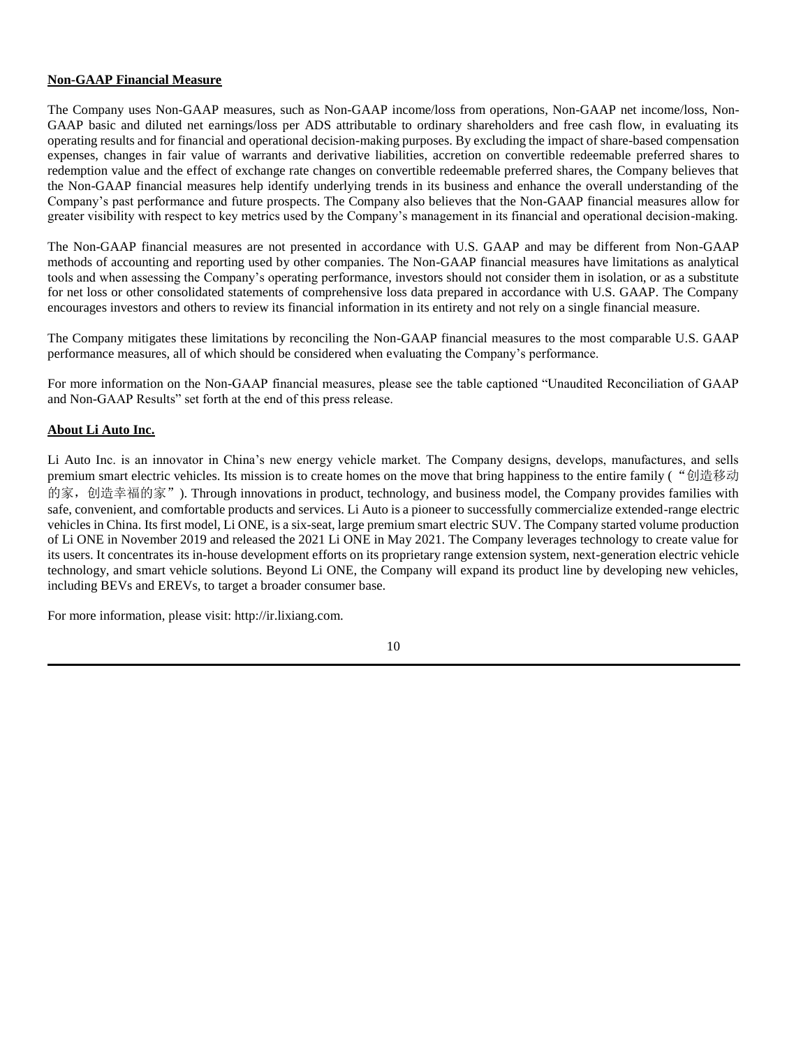**Non-GAAP Financial Measure**

The Company uses Non-GAAP measures, such as Non-GAAP income/loss from operations, Non-GAAP net income/loss, Non-GAAP basic and diluted net earnings/loss per ADS attributable to ordinary shareholders and free cash flow, in evaluating its operating results and for financial and operational decision-making purposes. By excluding the impact of share-based compensation expenses, changes in fair value of warrants and derivative liabilities, accretion on convertible redeemable preferred shares to redemption value and the effect of exchange rate changes on convertible redeemable preferred shares, the Company believes that the Non-GAAP financial measures help identify underlying trends in its business and enhance the overall understanding of the Company's past performance and future prospects. The Company also believes that the Non-GAAP financial measures allow for greater visibility with respect to key metrics used by the Company's management in its financial and operational decision-making.

The Non-GAAP financial measures are not presented in accordance with U.S. GAAP and may be different from Non-GAAP methods of accounting and reporting used by other companies. The Non-GAAP financial measures have limitations as analytical tools and when assessing the Company's operating performance, investors should not consider them in isolation, or as a substitute for net loss or other consolidated statements of comprehensive loss data prepared in accordance with U.S. GAAP. The Company encourages investors and others to review its financial information in its entirety and not rely on a single financial measure.

The Company mitigates these limitations by reconciling the Non-GAAP financial measures to the most comparable U.S. GAAP performance measures, all of which should be considered when evaluating the Company's performance.

For more information on the Non-GAAP financial measures, please see the table captioned "Unaudited Reconciliation of GAAP and Non-GAAP Results" set forth at the end of this press release.

**About Li Auto Inc.**

Li Auto Inc. is an innovator in China's new energy vehicle market. The Company designs, develops, manufactures, and sells premium smart electric vehicles. Its mission is to create homes on the move that bring happiness to the entire family ("创造移动的家，创造幸福的家"). Through innovations in product, technology, and business model, the Company provides families with safe, convenient, and comfortable products and services. Li Auto is a pioneer to successfully commercialize extended-range electric vehicles in China. Its first model, Li ONE, is a six-seat, large premium smart electric SUV. The Company started volume production of Li ONE in November 2019 and released the 2021 Li ONE in May 2021. The Company leverages technology to create value for its users. It concentrates its in-house development efforts on its proprietary range extension system, next-generation electric vehicle technology, and smart vehicle solutions. Beyond Li ONE, the Company will expand its product line by developing new vehicles, including BEVs and EREVs, to target a broader consumer base.

For more information, please visit: http://ir.lixiang.com.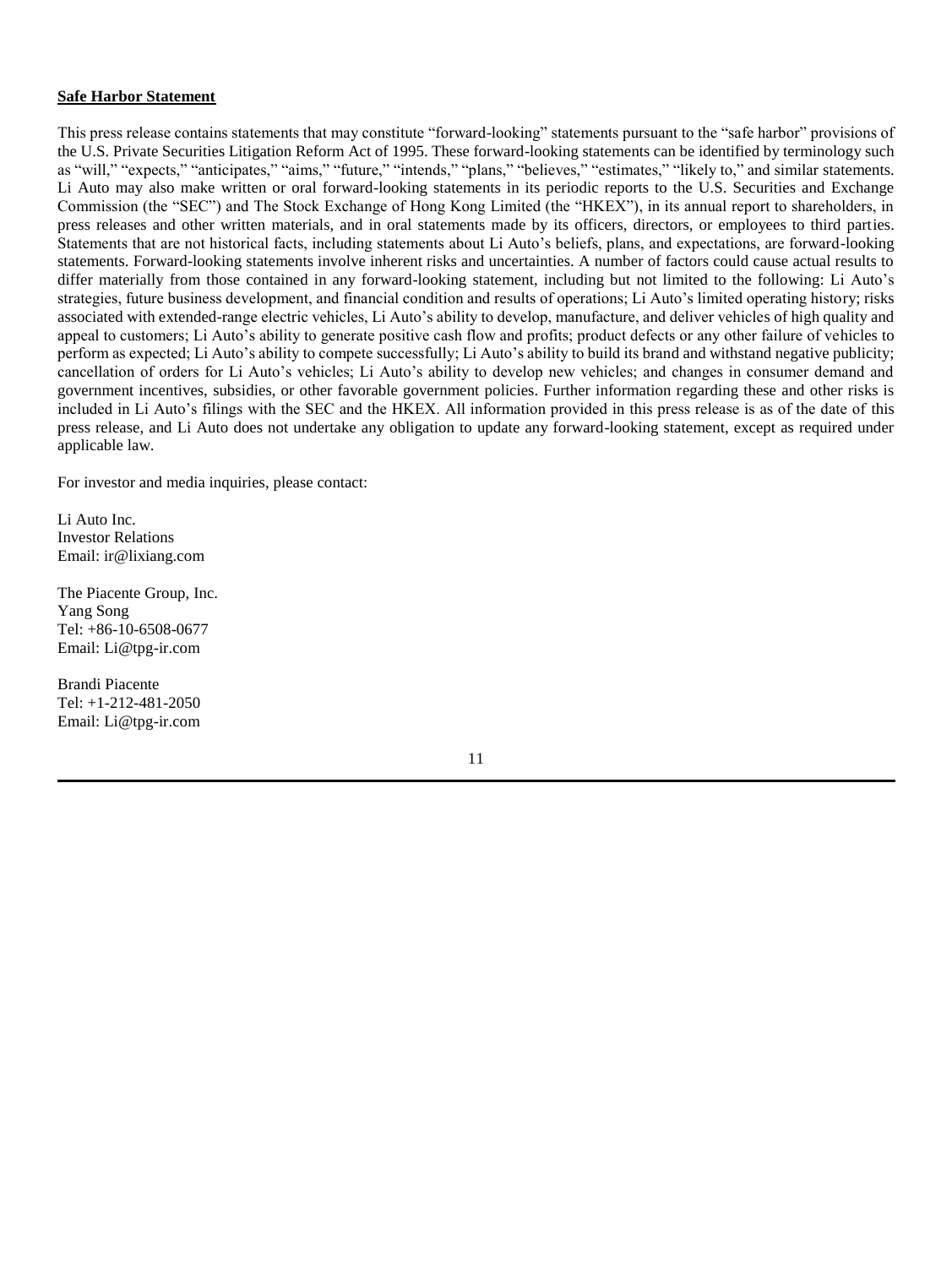**Safe Harbor Statement**

This press release contains statements that may constitute "forward-looking" statements pursuant to the "safe harbor" provisions of the U.S. Private Securities Litigation Reform Act of 1995. These forward-looking statements can be identified by terminology such as "will," "expects," "anticipates," "aims," "future," "intends," "plans," "believes," "estimates," "likely to," and similar statements. Li Auto may also make written or oral forward-looking statements in its periodic reports to the U.S. Securities and Exchange Commission (the "SEC") and The Stock Exchange of Hong Kong Limited (the "HKEX"), in its annual report to shareholders, in press releases and other written materials, and in oral statements made by its officers, directors, or employees to third parties. Statements that are not historical facts, including statements about Li Auto's beliefs, plans, and expectations, are forward-looking statements. Forward-looking statements involve inherent risks and uncertainties. A number of factors could cause actual results to differ materially from those contained in any forward-looking statement, including but not limited to the following: Li Auto's strategies, future business development, and financial condition and results of operations; Li Auto's limited operating history; risks associated with extended-range electric vehicles, Li Auto's ability to develop, manufacture, and deliver vehicles of high quality and appeal to customers; Li Auto's ability to generate positive cash flow and profits; product defects or any other failure of vehicles to perform as expected; Li Auto's ability to compete successfully; Li Auto's ability to build its brand and withstand negative publicity; cancellation of orders for Li Auto's vehicles; Li Auto's ability to develop new vehicles; and changes in consumer demand and government incentives, subsidies, or other favorable government policies. Further information regarding these and other risks is included in Li Auto's filings with the SEC and the HKEX. All information provided in this press release is as of the date of this press release, and Li Auto does not undertake any obligation to update any forward-looking statement, except as required under applicable law.

For investor and media inquiries, please contact:

Li Auto Inc.
Investor Relations
Email: ir@lixiang.com

The Piacente Group, Inc.
Yang Song
Tel: +86-10-6508-0677
Email: Li@tpg-ir.com

Brandi Piacente
Tel: +1-212-481-2050
Email: Li@tpg-ir.com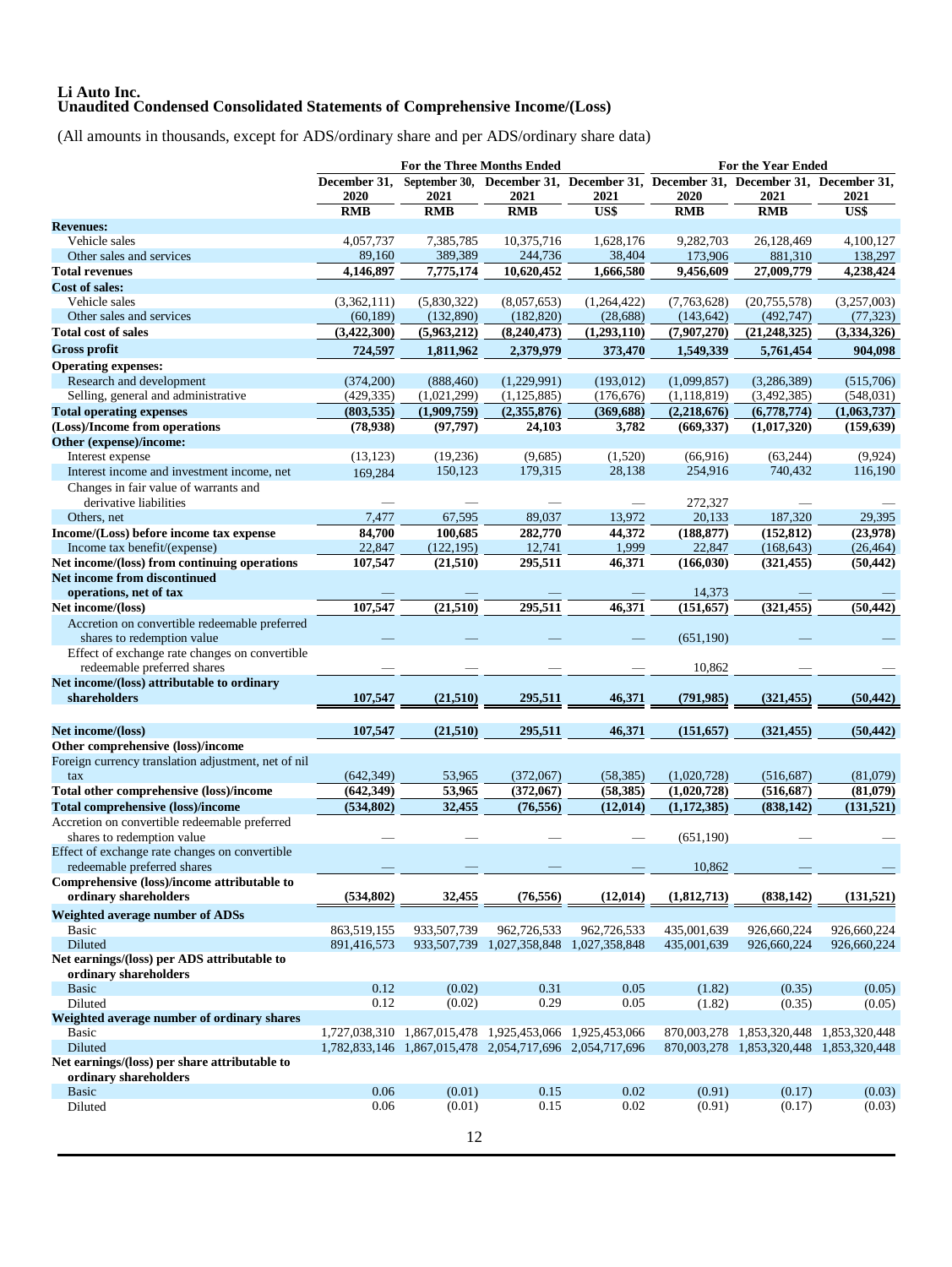**Li Auto Inc.**
**Unaudited Condensed Consolidated Statements of Comprehensive Income/(Loss)**

(All amounts in thousands, except for ADS/ordinary share and per ADS/ordinary share data)

| | For the Three Months Ended | | | | For the Year Ended | | |
|---|---|---|---|---|---|---|---|
| | December 31, 2020 | September 30, 2021 | December 31, 2021 | December 31, 2021 | December 31, 2020 | December 31, 2021 | December 31, 2021 |
| | RMB | RMB | RMB | US$ | RMB | RMB | US$ |
| **Revenues:** | | | | | | | |
| Vehicle sales | 4,057,737 | 7,385,785 | 10,375,716 | 1,628,176 | 9,282,703 | 26,128,469 | 4,100,127 |
| Other sales and services | 89,160 | 389,389 | 244,736 | 38,404 | 173,906 | 881,310 | 138,297 |
| **Total revenues** | **4,146,897** | **7,775,174** | **10,620,452** | **1,666,580** | **9,456,609** | **27,009,779** | **4,238,424** |
| **Cost of sales:** | | | | | | | |
| Vehicle sales | (3,362,111) | (5,830,322) | (8,057,653) | (1,264,422) | (7,763,628) | (20,755,578) | (3,257,003) |
| Other sales and services | (60,189) | (132,890) | (182,820) | (28,688) | (143,642) | (492,747) | (77,323) |
| **Total cost of sales** | **(3,422,300)** | **(5,963,212)** | **(8,240,473)** | **(1,293,110)** | **(7,907,270)** | **(21,248,325)** | **(3,334,326)** |
| **Gross profit** | **724,597** | **1,811,962** | **2,379,979** | **373,470** | **1,549,339** | **5,761,454** | **904,098** |
| **Operating expenses:** | | | | | | | |
| Research and development | (374,200) | (888,460) | (1,229,991) | (193,012) | (1,099,857) | (3,286,389) | (515,706) |
| Selling, general and administrative | (429,335) | (1,021,299) | (1,125,885) | (176,676) | (1,118,819) | (3,492,385) | (548,031) |
| **Total operating expenses** | **(803,535)** | **(1,909,759)** | **(2,355,876)** | **(369,688)** | **(2,218,676)** | **(6,778,774)** | **(1,063,737)** |
| **(Loss)/Income from operations** | **(78,938)** | **(97,797)** | **24,103** | **3,782** | **(669,337)** | **(1,017,320)** | **(159,639)** |
| **Other (expense)/income:** | | | | | | | |
| Interest expense | (13,123) | (19,236) | (9,685) | (1,520) | (66,916) | (63,244) | (9,924) |
| Interest income and investment income, net | 169,284 | 150,123 | 179,315 | 28,138 | 254,916 | 740,432 | 116,190 |
| Changes in fair value of warrants and derivative liabilities | — | — | — | — | 272,327 | — | — |
| Others, net | 7,477 | 67,595 | 89,037 | 13,972 | 20,133 | 187,320 | 29,395 |
| **Income/(Loss) before income tax expense** | **84,700** | **100,685** | **282,770** | **44,372** | **(188,877)** | **(152,812)** | **(23,978)** |
| Income tax benefit/(expense) | 22,847 | (122,195) | 12,741 | 1,999 | 22,847 | (168,643) | (26,464) |
| **Net income/(loss) from continuing operations** | **107,547** | **(21,510)** | **295,511** | **46,371** | **(166,030)** | **(321,455)** | **(50,442)** |
| **Net income from discontinued operations, net of tax** | — | — | — | — | 14,373 | — | — |
| **Net income/(loss)** | **107,547** | **(21,510)** | **295,511** | **46,371** | **(151,657)** | **(321,455)** | **(50,442)** |
| Accretion on convertible redeemable preferred shares to redemption value | — | — | — | — | (651,190) | — | — |
| Effect of exchange rate changes on convertible redeemable preferred shares | — | — | — | — | 10,862 | — | — |
| **Net income/(loss) attributable to ordinary shareholders** | **107,547** | **(21,510)** | **295,511** | **46,371** | **(791,985)** | **(321,455)** | **(50,442)** |
| | | | | | | | |
| **Net income/(loss)** | **107,547** | **(21,510)** | **295,511** | **46,371** | **(151,657)** | **(321,455)** | **(50,442)** |
| **Other comprehensive (loss)/income** | | | | | | | |
| Foreign currency translation adjustment, net of nil tax | (642,349) | 53,965 | (372,067) | (58,385) | (1,020,728) | (516,687) | (81,079) |
| **Total other comprehensive (loss)/income** | **(642,349)** | **53,965** | **(372,067)** | **(58,385)** | **(1,020,728)** | **(516,687)** | **(81,079)** |
| **Total comprehensive (loss)/income** | **(534,802)** | **32,455** | **(76,556)** | **(12,014)** | **(1,172,385)** | **(838,142)** | **(131,521)** |
| Accretion on convertible redeemable preferred shares to redemption value | — | — | — | — | (651,190) | — | — |
| Effect of exchange rate changes on convertible redeemable preferred shares | — | — | — | — | 10,862 | — | — |
| **Comprehensive (loss)/income attributable to ordinary shareholders** | **(534,802)** | **32,455** | **(76,556)** | **(12,014)** | **(1,812,713)** | **(838,142)** | **(131,521)** |
| **Weighted average number of ADSs** | | | | | | | |
| Basic | 863,519,155 | 933,507,739 | 962,726,533 | 962,726,533 | 435,001,639 | 926,660,224 | 926,660,224 |
| Diluted | 891,416,573 | 933,507,739 | 1,027,358,848 | 1,027,358,848 | 435,001,639 | 926,660,224 | 926,660,224 |
| **Net earnings/(loss) per ADS attributable to ordinary shareholders** | | | | | | | |
| Basic | 0.12 | (0.02) | 0.31 | 0.05 | (1.82) | (0.35) | (0.05) |
| Diluted | 0.12 | (0.02) | 0.29 | 0.05 | (1.82) | (0.35) | (0.05) |
| **Weighted average number of ordinary shares** | | | | | | | |
| Basic | 1,727,038,310 | 1,867,015,478 | 1,925,453,066 | 1,925,453,066 | 870,003,278 | 1,853,320,448 | 1,853,320,448 |
| Diluted | 1,782,833,146 | 1,867,015,478 | 2,054,717,696 | 2,054,717,696 | 870,003,278 | 1,853,320,448 | 1,853,320,448 |
| **Net earnings/(loss) per share attributable to ordinary shareholders** | | | | | | | |
| Basic | 0.06 | (0.01) | 0.15 | 0.02 | (0.91) | (0.17) | (0.03) |
| Diluted | 0.06 | (0.01) | 0.15 | 0.02 | (0.91) | (0.17) | (0.03) |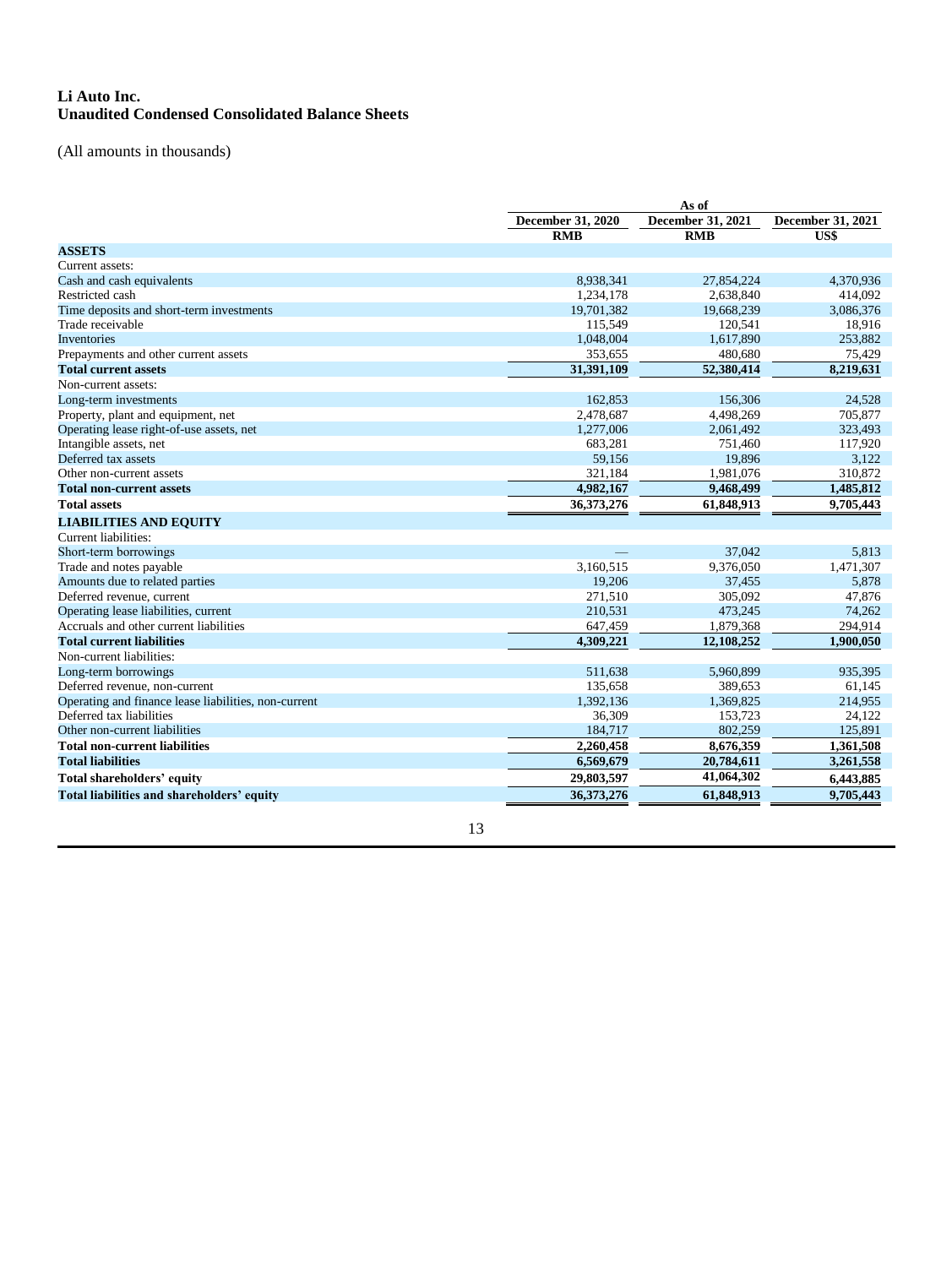**Li Auto Inc.**
**Unaudited Condensed Consolidated Balance Sheets**

(All amounts in thousands)

| | As of | | |
|---|---|---|---|
| | December 31, 2020 | December 31, 2021 | December 31, 2021 |
| | RMB | RMB | US$ |
| **ASSETS** | | | |
| Current assets: | | | |
| Cash and cash equivalents | 8,938,341 | 27,854,224 | 4,370,936 |
| Restricted cash | 1,234,178 | 2,638,840 | 414,092 |
| Time deposits and short-term investments | 19,701,382 | 19,668,239 | 3,086,376 |
| Trade receivable | 115,549 | 120,541 | 18,916 |
| Inventories | 1,048,004 | 1,617,890 | 253,882 |
| Prepayments and other current assets | 353,655 | 480,680 | 75,429 |
| **Total current assets** | **31,391,109** | **52,380,414** | **8,219,631** |
| Non-current assets: | | | |
| Long-term investments | 162,853 | 156,306 | 24,528 |
| Property, plant and equipment, net | 2,478,687 | 4,498,269 | 705,877 |
| Operating lease right-of-use assets, net | 1,277,006 | 2,061,492 | 323,493 |
| Intangible assets, net | 683,281 | 751,460 | 117,920 |
| Deferred tax assets | 59,156 | 19,896 | 3,122 |
| Other non-current assets | 321,184 | 1,981,076 | 310,872 |
| **Total non-current assets** | **4,982,167** | **9,468,499** | **1,485,812** |
| **Total assets** | **36,373,276** | **61,848,913** | **9,705,443** |
| **LIABILITIES AND EQUITY** | | | |
| Current liabilities: | | | |
| Short-term borrowings | — | 37,042 | 5,813 |
| Trade and notes payable | 3,160,515 | 9,376,050 | 1,471,307 |
| Amounts due to related parties | 19,206 | 37,455 | 5,878 |
| Deferred revenue, current | 271,510 | 305,092 | 47,876 |
| Operating lease liabilities, current | 210,531 | 473,245 | 74,262 |
| Accruals and other current liabilities | 647,459 | 1,879,368 | 294,914 |
| **Total current liabilities** | **4,309,221** | **12,108,252** | **1,900,050** |
| Non-current liabilities: | | | |
| Long-term borrowings | 511,638 | 5,960,899 | 935,395 |
| Deferred revenue, non-current | 135,658 | 389,653 | 61,145 |
| Operating and finance lease liabilities, non-current | 1,392,136 | 1,369,825 | 214,955 |
| Deferred tax liabilities | 36,309 | 153,723 | 24,122 |
| Other non-current liabilities | 184,717 | 802,259 | 125,891 |
| **Total non-current liabilities** | **2,260,458** | **8,676,359** | **1,361,508** |
| **Total liabilities** | **6,569,679** | **20,784,611** | **3,261,558** |
| **Total shareholders' equity** | **29,803,597** | **41,064,302** | **6,443,885** |
| **Total liabilities and shareholders' equity** | **36,373,276** | **61,848,913** | **9,705,443** |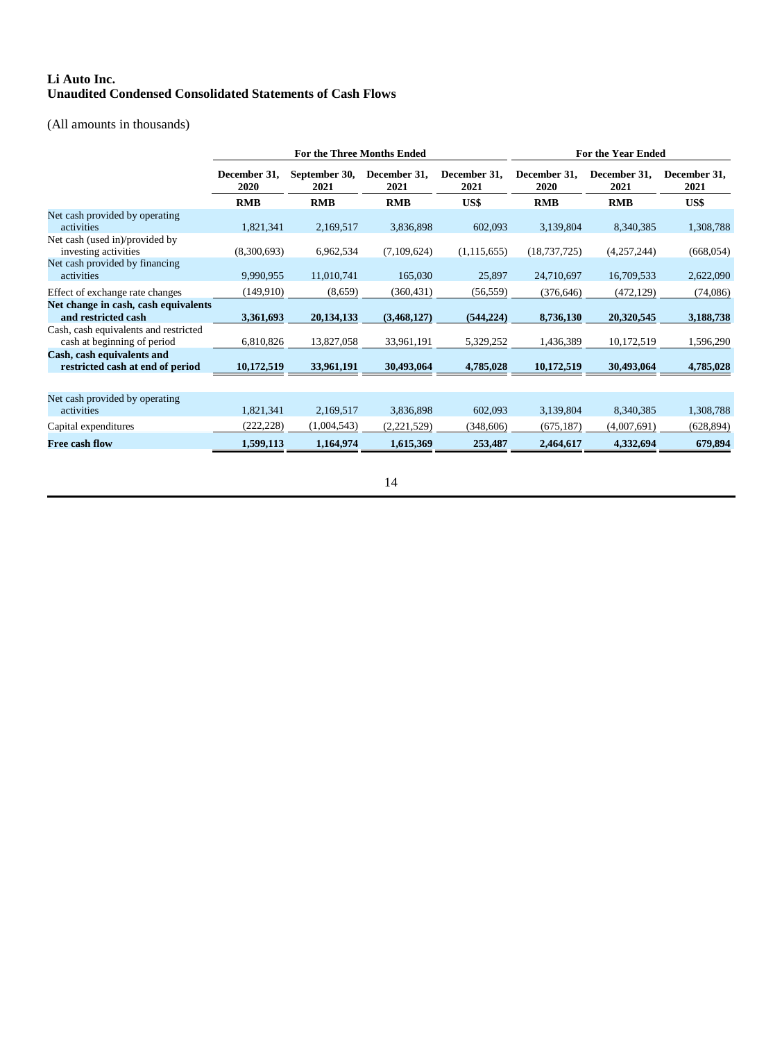**Li Auto Inc.**
**Unaudited Condensed Consolidated Statements of Cash Flows**

(All amounts in thousands)

| | For the Three Months Ended | | | | For the Year Ended | | |
|---|---|---|---|---|---|---|---|
| | December 31, 2020 | September 30, 2021 | December 31, 2021 | December 31, 2021 | December 31, 2020 | December 31, 2021 | December 31, 2021 |
| | **RMB** | **RMB** | **RMB** | **US$** | **RMB** | **RMB** | **US$** |
| Net cash provided by operating activities | 1,821,341 | 2,169,517 | 3,836,898 | 602,093 | 3,139,804 | 8,340,385 | 1,308,788 |
| Net cash (used in)/provided by investing activities | (8,300,693) | 6,962,534 | (7,109,624) | (1,115,655) | (18,737,725) | (4,257,244) | (668,054) |
| Net cash provided by financing activities | 9,990,955 | 11,010,741 | 165,030 | 25,897 | 24,710,697 | 16,709,533 | 2,622,090 |
| Effect of exchange rate changes | (149,910) | (8,659) | (360,431) | (56,559) | (376,646) | (472,129) | (74,086) |
| **Net change in cash, cash equivalents and restricted cash** | **3,361,693** | **20,134,133** | **(3,468,127)** | **(544,224)** | **8,736,130** | **20,320,545** | **3,188,738** |
| Cash, cash equivalents and restricted cash at beginning of period | 6,810,826 | 13,827,058 | 33,961,191 | 5,329,252 | 1,436,389 | 10,172,519 | 1,596,290 |
| **Cash, cash equivalents and restricted cash at end of period** | **10,172,519** | **33,961,191** | **30,493,064** | **4,785,028** | **10,172,519** | **30,493,064** | **4,785,028** |
| | | | | | | | |
| Net cash provided by operating activities | 1,821,341 | 2,169,517 | 3,836,898 | 602,093 | 3,139,804 | 8,340,385 | 1,308,788 |
| Capital expenditures | (222,228) | (1,004,543) | (2,221,529) | (348,606) | (675,187) | (4,007,691) | (628,894) |
| **Free cash flow** | **1,599,113** | **1,164,974** | **1,615,369** | **253,487** | **2,464,617** | **4,332,694** | **679,894** |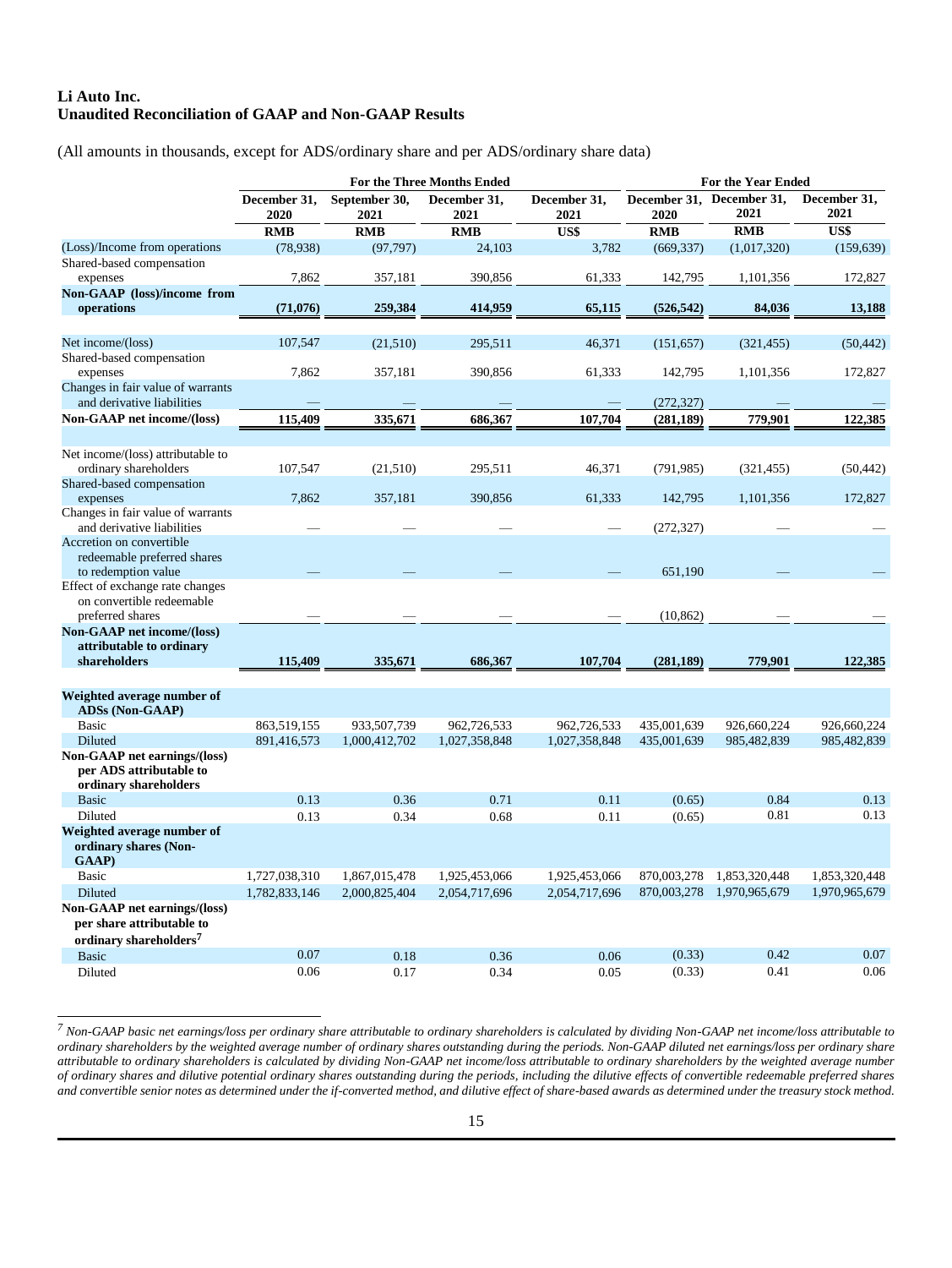**Li Auto Inc.**
**Unaudited Reconciliation of GAAP and Non-GAAP Results**

(All amounts in thousands, except for ADS/ordinary share and per ADS/ordinary share data)

| | For the Three Months Ended | | | | For the Year Ended | | |
|---|---|---|---|---|---|---|---|
| | December 31, 2020 | September 30, 2021 | December 31, 2021 | December 31, 2021 | December 31, 2020 | December 31, 2021 | December 31, 2021 |
| | RMB | RMB | RMB | US$ | RMB | RMB | US$ |
| (Loss)/Income from operations | (78,938) | (97,797) | 24,103 | 3,782 | (669,337) | (1,017,320) | (159,639) |
| Shared-based compensation expenses | 7,862 | 357,181 | 390,856 | 61,333 | 142,795 | 1,101,356 | 172,827 |
| **Non-GAAP (loss)/income from operations** | **(71,076)** | **259,384** | **414,959** | **65,115** | **(526,542)** | **84,036** | **13,188** |
| | | | | | | | |
| Net income/(loss) | 107,547 | (21,510) | 295,511 | 46,371 | (151,657) | (321,455) | (50,442) |
| Shared-based compensation expenses | 7,862 | 357,181 | 390,856 | 61,333 | 142,795 | 1,101,356 | 172,827 |
| Changes in fair value of warrants and derivative liabilities | — | — | — | — | (272,327) | — | — |
| **Non-GAAP net income/(loss)** | **115,409** | **335,671** | **686,367** | **107,704** | **(281,189)** | **779,901** | **122,385** |
| | | | | | | | |
| Net income/(loss) attributable to ordinary shareholders | 107,547 | (21,510) | 295,511 | 46,371 | (791,985) | (321,455) | (50,442) |
| Shared-based compensation expenses | 7,862 | 357,181 | 390,856 | 61,333 | 142,795 | 1,101,356 | 172,827 |
| Changes in fair value of warrants and derivative liabilities | — | — | — | — | (272,327) | — | — |
| Accretion on convertible redeemable preferred shares to redemption value | — | — | — | — | 651,190 | — | — |
| Effect of exchange rate changes on convertible redeemable preferred shares | — | — | — | — | (10,862) | — | — |
| **Non-GAAP net income/(loss) attributable to ordinary shareholders** | **115,409** | **335,671** | **686,367** | **107,704** | **(281,189)** | **779,901** | **122,385** |
| | | | | | | | |
| **Weighted average number of ADSs (Non-GAAP)** | | | | | | | |
| Basic | 863,519,155 | 933,507,739 | 962,726,533 | 962,726,533 | 435,001,639 | 926,660,224 | 926,660,224 |
| Diluted | 891,416,573 | 1,000,412,702 | 1,027,358,848 | 1,027,358,848 | 435,001,639 | 985,482,839 | 985,482,839 |
| **Non-GAAP net earnings/(loss) per ADS attributable to ordinary shareholders** | | | | | | | |
| Basic | 0.13 | 0.36 | 0.71 | 0.11 | (0.65) | 0.84 | 0.13 |
| Diluted | 0.13 | 0.34 | 0.68 | 0.11 | (0.65) | 0.81 | 0.13 |
| **Weighted average number of ordinary shares (Non-GAAP)** | | | | | | | |
| Basic | 1,727,038,310 | 1,867,015,478 | 1,925,453,066 | 1,925,453,066 | 870,003,278 | 1,853,320,448 | 1,853,320,448 |
| Diluted | 1,782,833,146 | 2,000,825,404 | 2,054,717,696 | 2,054,717,696 | 870,003,278 | 1,970,965,679 | 1,970,965,679 |
| **Non-GAAP net earnings/(loss) per share attributable to ordinary shareholders[7]** | | | | | | | |
| Basic | 0.07 | 0.18 | 0.36 | 0.06 | (0.33) | 0.42 | 0.07 |
| Diluted | 0.06 | 0.17 | 0.34 | 0.05 | (0.33) | 0.41 | 0.06 |

*[7] Non-GAAP basic net earnings/loss per ordinary share attributable to ordinary shareholders is calculated by dividing Non-GAAP net income/loss attributable to ordinary shareholders by the weighted average number of ordinary shares outstanding during the periods. Non-GAAP diluted net earnings/loss per ordinary share attributable to ordinary shareholders is calculated by dividing Non-GAAP net income/loss attributable to ordinary shareholders by the weighted average number of ordinary shares and dilutive potential ordinary shares outstanding during the periods, including the dilutive effects of convertible redeemable preferred shares and convertible senior notes as determined under the if-converted method, and dilutive effect of share-based awards as determined under the treasury stock method.*